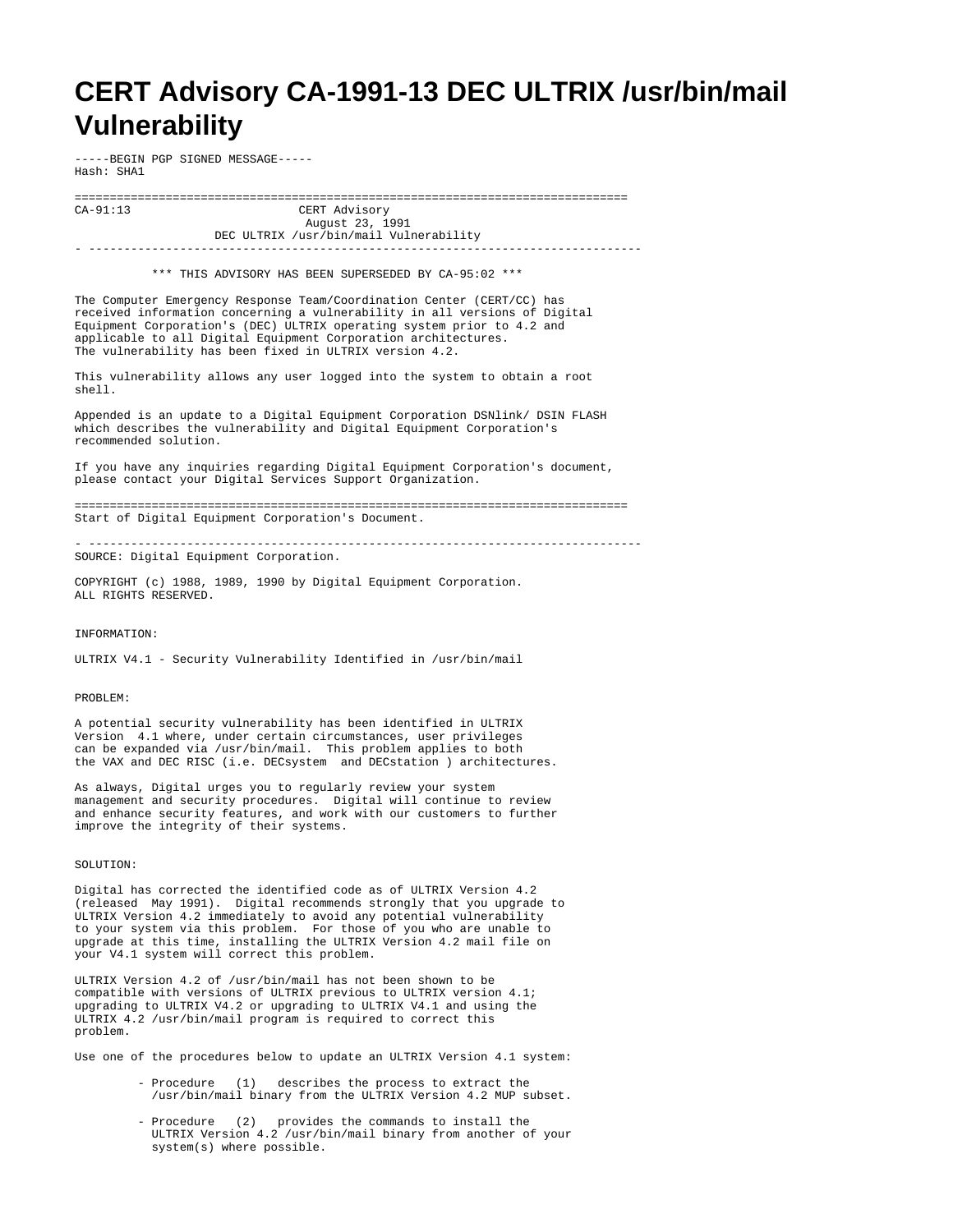# CERT Advisory CA-1991-13 DEC ULTRIX /usr/bin/mail Vulnerability

```
-----BEGIN PGP SIGNED MESSAGE-----
Hash: SHA1

===========================================================================
CA-91:13                        CERT Advisory
                                 August 23, 1991
                     DEC ULTRIX /usr/bin/mail Vulnerability
- ---------------------------------------------------------------------------

          *** THIS ADVISORY HAS BEEN SUPERSEDED BY CA-95:02 ***

The Computer Emergency Response Team/Coordination Center (CERT/CC) has
received information concerning a vulnerability in all versions of Digital
Equipment Corporation's (DEC) ULTRIX operating system prior to 4.2 and
applicable to all Digital Equipment Corporation architectures.
The vulnerability has been fixed in ULTRIX version 4.2.

This vulnerability allows any user logged into the system to obtain a root
shell.

Appended is an update to a Digital Equipment Corporation DSNlink/ DSIN FLASH
which describes the vulnerability and Digital Equipment Corporation's
recommended solution.

If you have any inquiries regarding Digital Equipment Corporation's document,
please contact your Digital Services Support Organization.

===========================================================================
Start of Digital Equipment Corporation's Document.

- ---------------------------------------------------------------------------
SOURCE: Digital Equipment Corporation.

COPYRIGHT (c) 1988, 1989, 1990 by Digital Equipment Corporation.
ALL RIGHTS RESERVED.


INFORMATION:

ULTRIX V4.1 - Security Vulnerability Identified in /usr/bin/mail


PROBLEM:

A potential security vulnerability has been identified in ULTRIX
Version  4.1 where, under certain circumstances, user privileges
can be expanded via /usr/bin/mail.  This problem applies to both
the VAX and DEC RISC (i.e. DECsystem  and DECstation ) architectures.

As always, Digital urges you to regularly review your system
management and security procedures.  Digital will continue to review
and enhance security features, and work with our customers to further
improve the integrity of their systems.


SOLUTION:

Digital has corrected the identified code as of ULTRIX Version 4.2
(released  May 1991).  Digital recommends strongly that you upgrade to
ULTRIX Version 4.2 immediately to avoid any potential vulnerability
to your system via this problem.  For those of you who are unable to
upgrade at this time, installing the ULTRIX Version 4.2 mail file on
your V4.1 system will correct this problem.

ULTRIX Version 4.2 of /usr/bin/mail has not been shown to be
compatible with versions of ULTRIX previous to ULTRIX version 4.1;
upgrading to ULTRIX V4.2 or upgrading to ULTRIX V4.1 and using the
ULTRIX 4.2 /usr/bin/mail program is required to correct this
problem.

Use one of the procedures below to update an ULTRIX Version 4.1 system:

         - Procedure   (1)   describes the process to extract the
           /usr/bin/mail binary from the ULTRIX Version 4.2 MUP subset.

         - Procedure   (2)   provides the commands to install the
           ULTRIX Version 4.2 /usr/bin/mail binary from another of your
           system(s) where possible.
```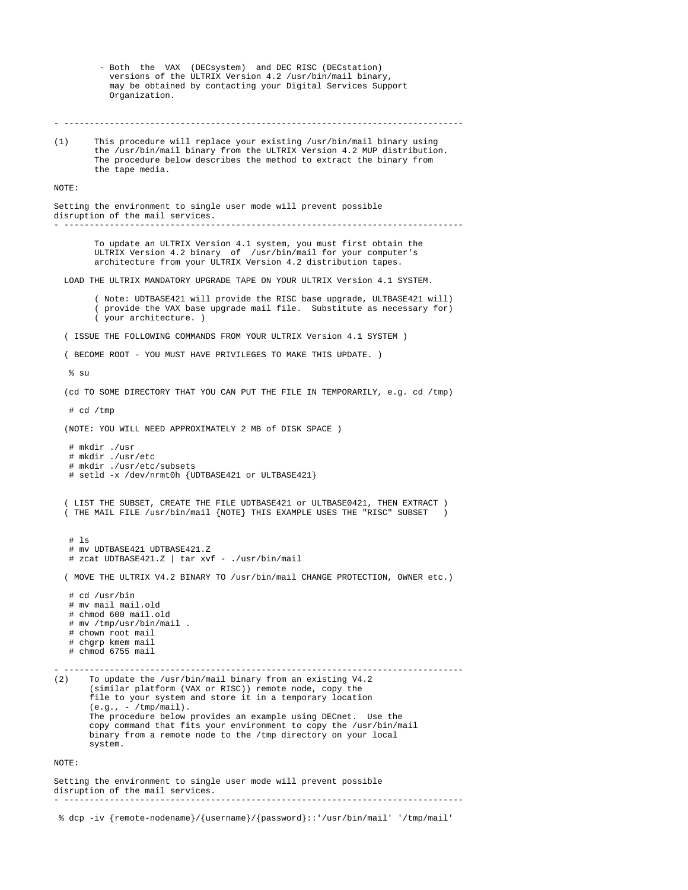- Both the VAX (DECsystem) and DEC RISC (DECstation) versions of the ULTRIX Version 4.2 /usr/bin/mail binary, may be obtained by contacting your Digital Services Support Organization.

- ------------------------------------------------------------------------------

(1) This procedure will replace your existing /usr/bin/mail binary using the /usr/bin/mail binary from the ULTRIX Version 4.2 MUP distribution. The procedure below describes the method to extract the binary from the tape media.

NOTE:

Setting the environment to single user mode will prevent possible disruption of the mail services.

- ------------------------------------------------------------------------------

To update an ULTRIX Version 4.1 system, you must first obtain the ULTRIX Version 4.2 binary of /usr/bin/mail for your computer's architecture from your ULTRIX Version 4.2 distribution tapes.

```
  LOAD THE ULTRIX MANDATORY UPGRADE TAPE ON YOUR ULTRIX Version 4.1 SYSTEM.

        ( Note: UDTBASE421 will provide the RISC base upgrade, ULTBASE421 will)
        ( provide the VAX base upgrade mail file.  Substitute as necessary for)
        ( your architecture. )

  ( ISSUE THE FOLLOWING COMMANDS FROM YOUR ULTRIX Version 4.1 SYSTEM )

  ( BECOME ROOT - YOU MUST HAVE PRIVILEGES TO MAKE THIS UPDATE. )

   % su

  (cd TO SOME DIRECTORY THAT YOU CAN PUT THE FILE IN TEMPORARILY, e.g. cd /tmp)

   # cd /tmp

  (NOTE: YOU WILL NEED APPROXIMATELY 2 MB of DISK SPACE )

   # mkdir ./usr
   # mkdir ./usr/etc
   # mkdir ./usr/etc/subsets
   # setld -x /dev/nrmt0h {UDTBASE421 or ULTBASE421}


  ( LIST THE SUBSET, CREATE THE FILE UDTBASE421 or ULTBASE0421, THEN EXTRACT )
  ( THE MAIL FILE /usr/bin/mail {NOTE} THIS EXAMPLE USES THE "RISC" SUBSET   )


   # ls
   # mv UDTBASE421 UDTBASE421.Z
   # zcat UDTBASE421.Z | tar xvf - ./usr/bin/mail

  ( MOVE THE ULTRIX V4.2 BINARY TO /usr/bin/mail CHANGE PROTECTION, OWNER etc.)

   # cd /usr/bin
   # mv mail mail.old
   # chmod 600 mail.old
   # mv /tmp/usr/bin/mail .
   # chown root mail
   # chgrp kmem mail
   # chmod 6755 mail
```

- ------------------------------------------------------------------------------

(2) To update the /usr/bin/mail binary from an existing V4.2 (similar platform (VAX or RISC)) remote node, copy the file to your system and store it in a temporary location (e.g., - /tmp/mail). The procedure below provides an example using DECnet. Use the copy command that fits your environment to copy the /usr/bin/mail binary from a remote node to the /tmp directory on your local system.

NOTE:

Setting the environment to single user mode will prevent possible disruption of the mail services.

- ------------------------------------------------------------------------------

```
 % dcp -iv {remote-nodename}/{username}/{password}::'/usr/bin/mail' '/tmp/mail'
```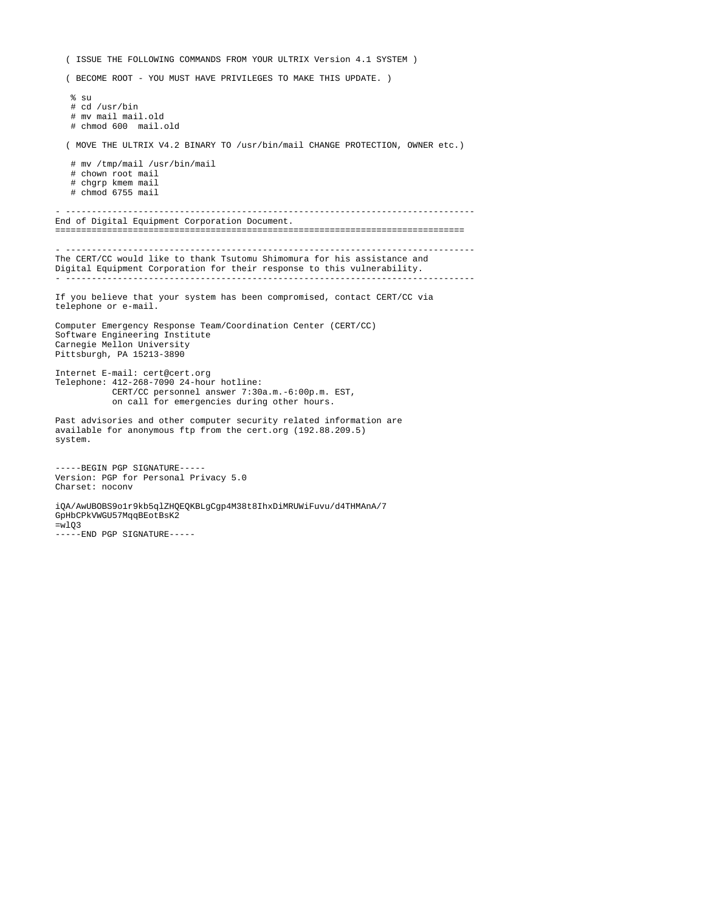( ISSUE THE FOLLOWING COMMANDS FROM YOUR ULTRIX Version 4.1 SYSTEM )

( BECOME ROOT - YOU MUST HAVE PRIVILEGES TO MAKE THIS UPDATE. )

```
 % su
 # cd /usr/bin
 # mv mail mail.old
 # chmod 600  mail.old
```

( MOVE THE ULTRIX V4.2 BINARY TO /usr/bin/mail CHANGE PROTECTION, OWNER etc.)

```
 # mv /tmp/mail /usr/bin/mail
 # chown root mail
 # chgrp kmem mail
 # chmod 6755 mail
```

\- -----------------------------------------------------------------------------

End of Digital Equipment Corporation Document.

==============================================================================

\- -----------------------------------------------------------------------------

The CERT/CC would like to thank Tsutomu Shimomura for his assistance and Digital Equipment Corporation for their response to this vulnerability.

\- -----------------------------------------------------------------------------

If you believe that your system has been compromised, contact CERT/CC via telephone or e-mail.

Computer Emergency Response Team/Coordination Center (CERT/CC)
Software Engineering Institute
Carnegie Mellon University
Pittsburgh, PA 15213-3890

Internet E-mail: cert@cert.org
Telephone: 412-268-7090 24-hour hotline:
CERT/CC personnel answer 7:30a.m.-6:00p.m. EST,
on call for emergencies during other hours.

Past advisories and other computer security related information are available for anonymous ftp from the cert.org (192.88.209.5) system.

```
-----BEGIN PGP SIGNATURE-----
Version: PGP for Personal Privacy 5.0
Charset: noconv

iQA/AwUBOBS9o1r9kb5qlZHQEQKBLgCgp4M38t8IhxDiMRUWiFuvu/d4THMAnA/7
GpHbCPkVWGU57MqqBEotBsK2
=wlQ3
-----END PGP SIGNATURE-----
```